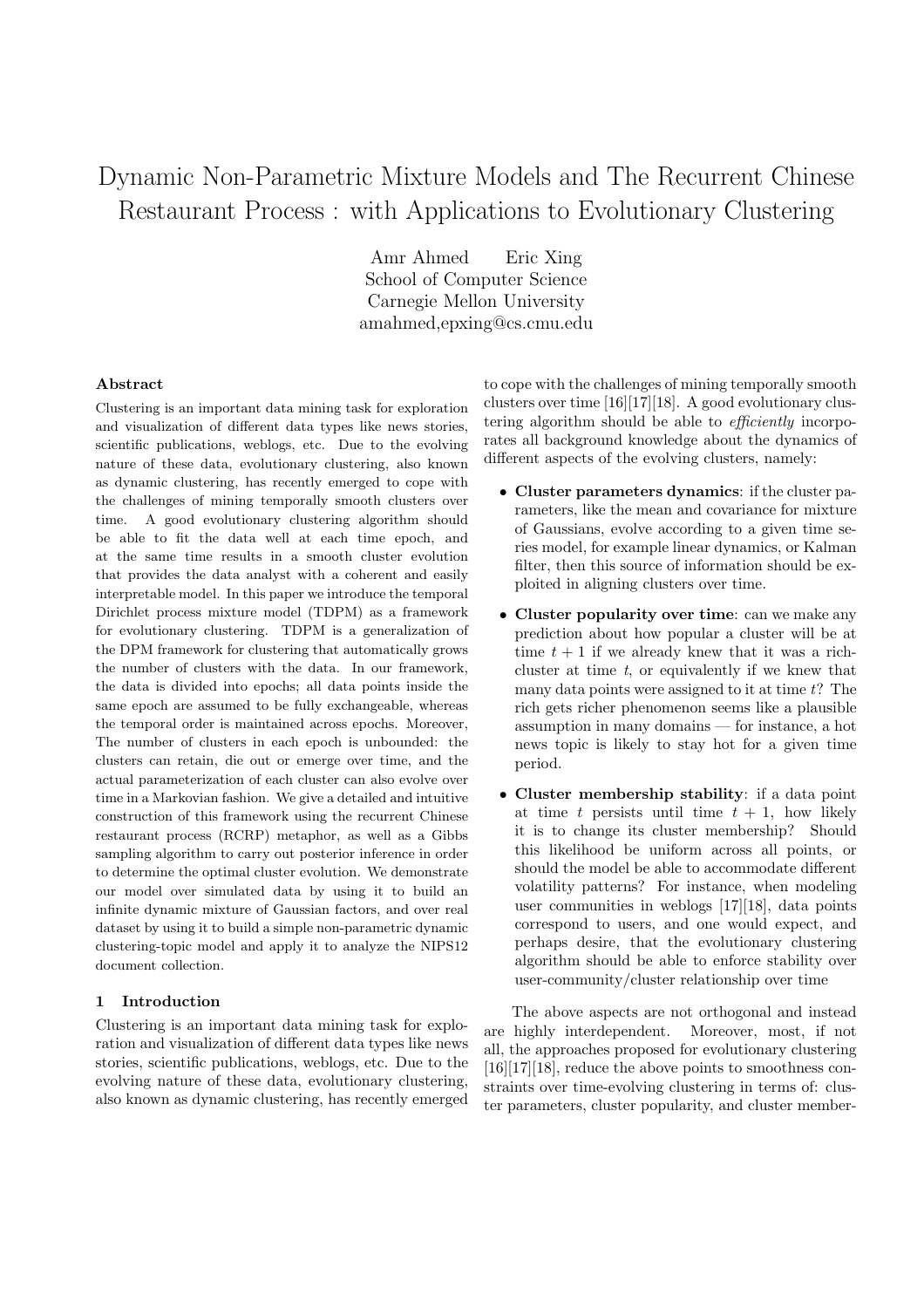# Dynamic Non-Parametric Mixture Models and The Recurrent Chinese Restaurant Process : with Applications to Evolutionary Clustering

Amr Ahmed Eric Xing
School of Computer Science
Carnegie Mellon University
amahmed,epxing@cs.cmu.edu

### Abstract

Clustering is an important data mining task for exploration and visualization of different data types like news stories, scientific publications, weblogs, etc. Due to the evolving nature of these data, evolutionary clustering, also known as dynamic clustering, has recently emerged to cope with the challenges of mining temporally smooth clusters over time. A good evolutionary clustering algorithm should be able to fit the data well at each time epoch, and at the same time results in a smooth cluster evolution that provides the data analyst with a coherent and easily interpretable model. In this paper we introduce the temporal Dirichlet process mixture model (TDPM) as a framework for evolutionary clustering. TDPM is a generalization of the DPM framework for clustering that automatically grows the number of clusters with the data. In our framework, the data is divided into epochs; all data points inside the same epoch are assumed to be fully exchangeable, whereas the temporal order is maintained across epochs. Moreover, The number of clusters in each epoch is unbounded: the clusters can retain, die out or emerge over time, and the actual parameterization of each cluster can also evolve over time in a Markovian fashion. We give a detailed and intuitive construction of this framework using the recurrent Chinese restaurant process (RCRP) metaphor, as well as a Gibbs sampling algorithm to carry out posterior inference in order to determine the optimal cluster evolution. We demonstrate our model over simulated data by using it to build an infinite dynamic mixture of Gaussian factors, and over real dataset by using it to build a simple non-parametric dynamic clustering-topic model and apply it to analyze the NIPS12 document collection.

## 1 Introduction

Clustering is an important data mining task for exploration and visualization of different data types like news stories, scientific publications, weblogs, etc. Due to the evolving nature of these data, evolutionary clustering, also known as dynamic clustering, has recently emerged to cope with the challenges of mining temporally smooth clusters over time [16][17][18]. A good evolutionary clustering algorithm should be able to *efficiently* incorporates all background knowledge about the dynamics of different aspects of the evolving clusters, namely:

- **Cluster parameters dynamics**: if the cluster parameters, like the mean and covariance for mixture of Gaussians, evolve according to a given time series model, for example linear dynamics, or Kalman filter, then this source of information should be exploited in aligning clusters over time.
- **Cluster popularity over time**: can we make any prediction about how popular a cluster will be at time $t+1$ if we already knew that it was a rich-cluster at time $t$, or equivalently if we knew that many data points were assigned to it at time $t$? The rich gets richer phenomenon seems like a plausible assumption in many domains — for instance, a hot news topic is likely to stay hot for a given time period.
- **Cluster membership stability**: if a data point at time $t$ persists until time $t+1$, how likely it is to change its cluster membership? Should this likelihood be uniform across all points, or should the model be able to accommodate different volatility patterns? For instance, when modeling user communities in weblogs [17][18], data points correspond to users, and one would expect, and perhaps desire, that the evolutionary clustering algorithm should be able to enforce stability over user-community/cluster relationship over time

The above aspects are not orthogonal and instead are highly interdependent. Moreover, most, if not all, the approaches proposed for evolutionary clustering [16][17][18], reduce the above points to smoothness constraints over time-evolving clustering in terms of: cluster parameters, cluster popularity, and cluster member-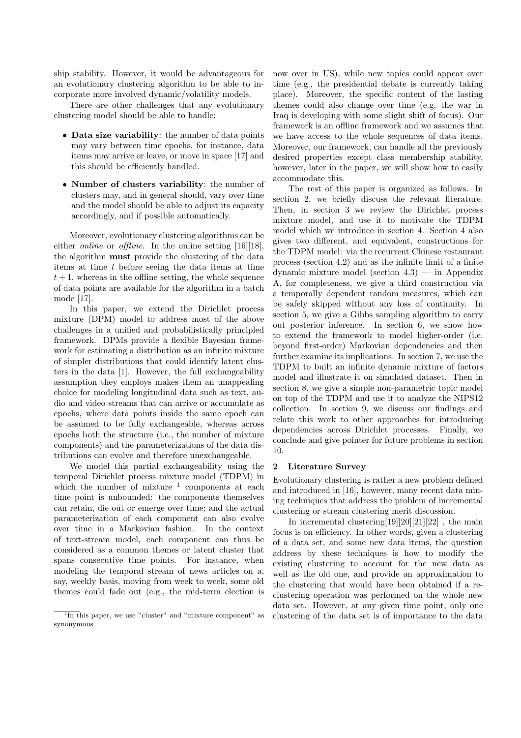ship stability. However, it would be advantageous for an evolutionary clustering algorithm to be able to incorporate more involved dynamic/volatility models.

There are other challenges that any evolutionary clustering model should be able to handle:

- **Data size variability**: the number of data points may vary between time epochs, for instance, data items may arrive or leave, or move in space [17] and this should be efficiently handled.
- **Number of clusters variability**: the number of clusters may, and in general should, vary over time and the model should be able to adjust its capacity accordingly, and if possible automatically.

Moreover, evolutionary clustering algorithms can be either *online* or *offline*. In the online setting [16][18], the algorithm **must** provide the clustering of the data items at time $t$ before seeing the data items at time $t + 1$, whereas in the offline setting, the whole sequence of data points are available for the algorithm in a batch mode [17].

In this paper, we extend the Dirichlet process mixture (DPM) model to address most of the above challenges in a unified and probabilistically principled framework. DPMs provide a flexible Bayesian framework for estimating a distribution as an infinite mixture of simpler distributions that could identify latent clusters in the data [1]. However, the full exchangeability assumption they employs makes them an unappealing choice for modeling longitudinal data such as text, audio and video streams that can arrive or accumulate as epochs, where data points inside the same epoch can be assumed to be fully exchangeable, whereas across epochs both the structure (i.e., the number of mixture components) and the parameterizations of the data distributions can evolve and therefore unexchangeable.

We model this partial exchangeability using the temporal Dirichlet process mixture model (TDPM) in which the number of mixture [1] components at each time point is unbounded: the components themselves can retain, die out or emerge over time; and the actual parameterization of each component can also evolve over time in a Markovian fashion. In the context of text-stream model, each component can thus be considered as a common themes or latent cluster that spans consecutive time points. For instance, when modeling the temporal stream of news articles on a, say, weekly basis, moving from week to week, some old themes could fade out (e.g., the mid-term election is now over in US), while new topics could appear over time (e.g., the presidential debate is currently taking place). Moreover, the specific content of the lasting themes could also change over time (e.g, the war in Iraq is developing with some slight shift of focus). Our framework is an offline framework and we assumes that we have access to the whole sequences of data items. Moreover, our framework, can handle all the previously desired properties except class membership stability, however, later in the paper, we will show how to easily accommodate this.

The rest of this paper is organized as follows. In section 2, we briefly discuss the relevant literature. Then, in section 3 we review the Dirichlet process mixture model, and use it to motivate the TDPM model which we introduce in section 4. Section 4 also gives two different, and equivalent, constructions for the TDPM model: via the recurrent Chinese restaurant process (section 4.2) and as the infinite limit of a finite dynamic mixture model (section 4.3) — in Appendix A, for completeness, we give a third construction via a temporally dependent random measures, which can be safely skipped without any loss of continuity. In section 5, we give a Gibbs sampling algorithm to carry out posterior inference. In section 6, we show how to extend the framework to model higher-order (i.e. beyond first-order) Markovian dependencies and then further examine its implications. In section 7, we use the TDPM to built an infinite dynamic mixture of factors model and illustrate it on simulated dataset. Then in section 8, we give a simple non-parametric topic model on top of the TDPM and use it to analyze the NIPS12 collection. In section 9, we discuss our findings and relate this work to other approaches for introducing dependencies across Dirichlet processes. Finally, we conclude and give pointer for future problems in section 10.

## 2 Literature Survey

Evolutionary clustering is rather a new problem defined and introduced in [16], however, many recent data mining techniques that address the problem of incremental clustering or stream clustering merit discussion.

In incremental clustering[19][20][21][22] , the main focus is on efficiency. In other words, given a clustering of a data set, and some new data items, the question address by these techniques is how to modify the existing clustering to account for the new data as well as the old one, and provide an approximation to the clustering operation that would have been obtained if a re-clustering operation was performed on the whole new data set. However, at any given time point, only one clustering of the data set is of importance to the data

[1] In this paper, we use "cluster" and "mixture component" as synonymous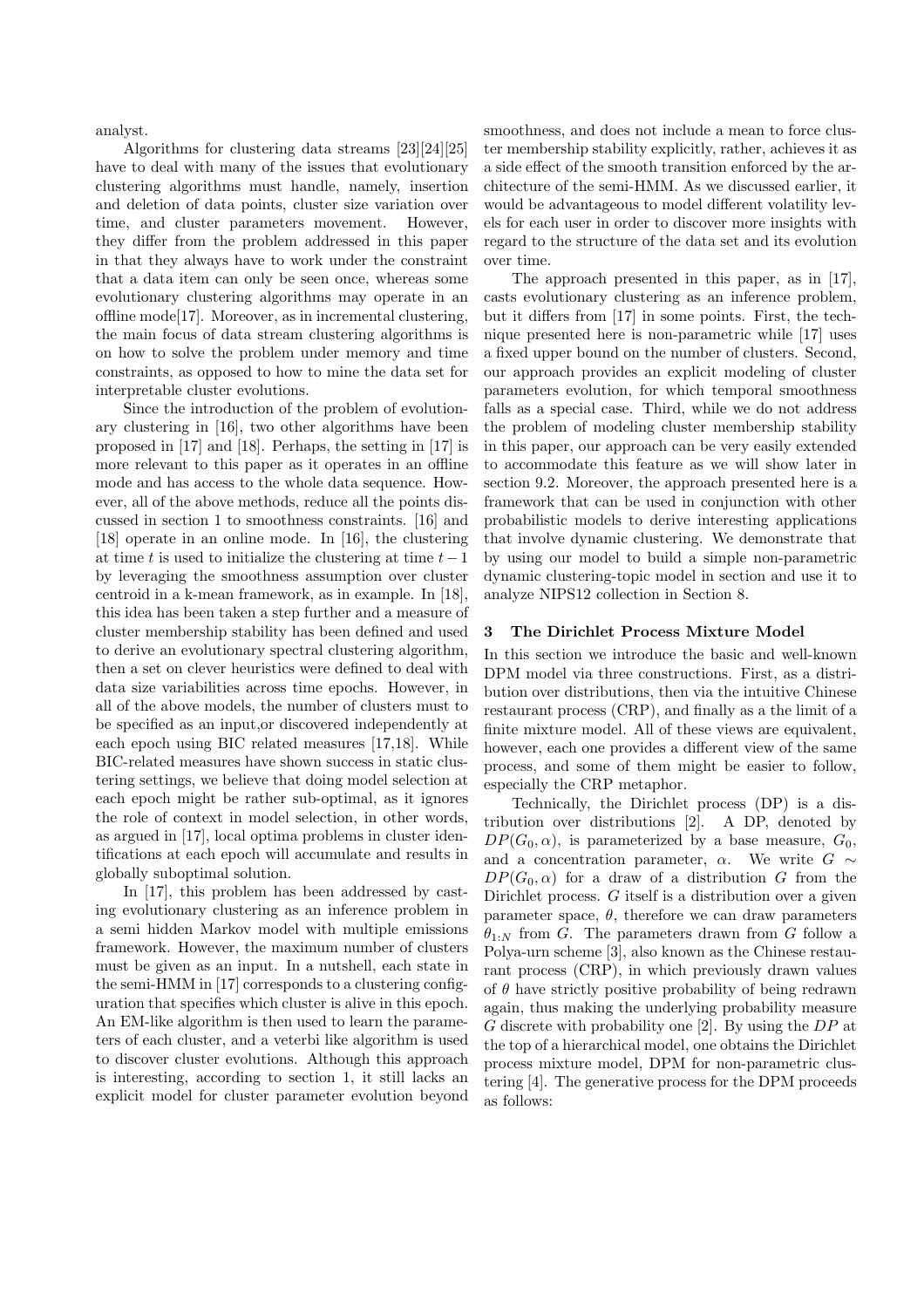analyst.

Algorithms for clustering data streams [23][24][25] have to deal with many of the issues that evolutionary clustering algorithms must handle, namely, insertion and deletion of data points, cluster size variation over time, and cluster parameters movement. However, they differ from the problem addressed in this paper in that they always have to work under the constraint that a data item can only be seen once, whereas some evolutionary clustering algorithms may operate in an offline mode[17]. Moreover, as in incremental clustering, the main focus of data stream clustering algorithms is on how to solve the problem under memory and time constraints, as opposed to how to mine the data set for interpretable cluster evolutions.

Since the introduction of the problem of evolutionary clustering in [16], two other algorithms have been proposed in [17] and [18]. Perhaps, the setting in [17] is more relevant to this paper as it operates in an offline mode and has access to the whole data sequence. However, all of the above methods, reduce all the points discussed in section 1 to smoothness constraints. [16] and [18] operate in an online mode. In [16], the clustering at time $t$ is used to initialize the clustering at time $t-1$ by leveraging the smoothness assumption over cluster centroid in a k-mean framework, as in example. In [18], this idea has been taken a step further and a measure of cluster membership stability has been defined and used to derive an evolutionary spectral clustering algorithm, then a set on clever heuristics were defined to deal with data size variabilities across time epochs. However, in all of the above models, the number of clusters must to be specified as an input,or discovered independently at each epoch using BIC related measures [17,18]. While BIC-related measures have shown success in static clustering settings, we believe that doing model selection at each epoch might be rather sub-optimal, as it ignores the role of context in model selection, in other words, as argued in [17], local optima problems in cluster identifications at each epoch will accumulate and results in globally suboptimal solution.

In [17], this problem has been addressed by casting evolutionary clustering as an inference problem in a semi hidden Markov model with multiple emissions framework. However, the maximum number of clusters must be given as an input. In a nutshell, each state in the semi-HMM in [17] corresponds to a clustering configuration that specifies which cluster is alive in this epoch. An EM-like algorithm is then used to learn the parameters of each cluster, and a veterbi like algorithm is used to discover cluster evolutions. Although this approach is interesting, according to section 1, it still lacks an explicit model for cluster parameter evolution beyond smoothness, and does not include a mean to force cluster membership stability explicitly, rather, achieves it as a side effect of the smooth transition enforced by the architecture of the semi-HMM. As we discussed earlier, it would be advantageous to model different volatility levels for each user in order to discover more insights with regard to the structure of the data set and its evolution over time.

The approach presented in this paper, as in [17], casts evolutionary clustering as an inference problem, but it differs from [17] in some points. First, the technique presented here is non-parametric while [17] uses a fixed upper bound on the number of clusters. Second, our approach provides an explicit modeling of cluster parameters evolution, for which temporal smoothness falls as a special case. Third, while we do not address the problem of modeling cluster membership stability in this paper, our approach can be very easily extended to accommodate this feature as we will show later in section 9.2. Moreover, the approach presented here is a framework that can be used in conjunction with other probabilistic models to derive interesting applications that involve dynamic clustering. We demonstrate that by using our model to build a simple non-parametric dynamic clustering-topic model in section and use it to analyze NIPS12 collection in Section 8.

## 3 The Dirichlet Process Mixture Model

In this section we introduce the basic and well-known DPM model via three constructions. First, as a distribution over distributions, then via the intuitive Chinese restaurant process (CRP), and finally as a the limit of a finite mixture model. All of these views are equivalent, however, each one provides a different view of the same process, and some of them might be easier to follow, especially the CRP metaphor.

Technically, the Dirichlet process (DP) is a distribution over distributions [2]. A DP, denoted by $DP(G_0, \alpha)$, is parameterized by a base measure, $G_0$, and a concentration parameter, $\alpha$. We write $G \sim DP(G_0, \alpha)$ for a draw of a distribution $G$ from the Dirichlet process. $G$ itself is a distribution over a given parameter space, $\theta$, therefore we can draw parameters $\theta_{1:N}$ from $G$. The parameters drawn from $G$ follow a Polya-urn scheme [3], also known as the Chinese restaurant process (CRP), in which previously drawn values of $\theta$ have strictly positive probability of being redrawn again, thus making the underlying probability measure $G$ discrete with probability one [2]. By using the $DP$ at the top of a hierarchical model, one obtains the Dirichlet process mixture model, DPM for non-parametric clustering [4]. The generative process for the DPM proceeds as follows: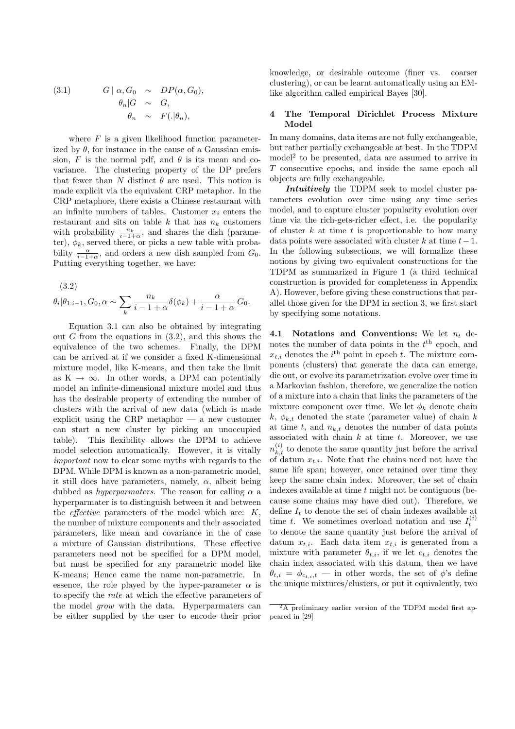$$
\begin{aligned}
(3.1) \qquad G \mid \alpha, G_0 &\sim DP(\alpha, G_0), \\
\theta_n \mid G &\sim G, \\
\theta_n &\sim F(.|\theta_n),
\end{aligned}
$$

where $F$ is a given likelihood function parameterized by $\theta$, for instance in the cause of a Gaussian emission, $F$ is the normal pdf, and $\theta$ is its mean and covariance. The clustering property of the DP prefers that fewer than $N$ distinct $\theta$ are used. This notion is made explicit via the equivalent CRP metaphor. In the CRP metaphore, there exists a Chinese restaurant with an infinite numbers of tables. Customer $x_i$ enters the restaurant and sits on table $k$ that has $n_k$ customers with probability $\frac{n_k}{i-1+\alpha}$, and shares the dish (parameter), $\phi_k$, served there, or picks a new table with probability $\frac{\alpha}{i-1+\alpha}$, and orders a new dish sampled from $G_0$. Putting everything together, we have:

(3.2)

$$
\theta_i | \theta_{1:i-1}, G_0, \alpha \sim \sum_k \frac{n_k}{i-1+\alpha} \delta(\phi_k) + \frac{\alpha}{i-1+\alpha} G_0.
$$

Equation 3.1 can also be obtained by integrating out $G$ from the equations in (3.2), and this shows the equivalence of the two schemes. Finally, the DPM can be arrived at if we consider a fixed K-dimensional mixture model, like K-means, and then take the limit as $K \rightarrow \infty$. In other words, a DPM can potentially model an infinite-dimensional mixture model and thus has the desirable property of extending the number of clusters with the arrival of new data (which is made explicit using the CRP metaphor — a new customer can start a new cluster by picking an unoccupied table). This flexibility allows the DPM to achieve model selection automatically. However, it is vitally *important* now to clear some myths with regards to the DPM. While DPM is known as a non-parametric model, it still does have parameters, namely, $\alpha$, albeit being dubbed as *hyperparmaters*. The reason for calling $\alpha$ a hyperparmater is to distinguish between it and between the *effective* parameters of the model which are: $K$, the number of mixture components and their associated parameters, like mean and covariance in the of case a mixture of Gaussian distributions. These effective parameters need not be specified for a DPM model, but must be specified for any parametric model like K-means; Hence came the name non-parametric. In essence, the role played by the hyper-parameter $\alpha$ is to specify the *rate* at which the effective parameters of the model *grow* with the data. Hyperparmaters can be either supplied by the user to encode their prior knowledge, or desirable outcome (finer vs. coarser clustering), or can be learnt automatically using an EM-like algorithm called empirical Bayes [30].

## 4 The Temporal Dirichlet Process Mixture Model

In many domains, data items are not fully exchangeable, but rather partially exchangeable at best. In the TDPM model[2] to be presented, data are assumed to arrive in $T$ consecutive epochs, and inside the same epoch all objects are fully exchangeable.

***Intuitively*** the TDPM seek to model cluster parameters evolution over time using any time series model, and to capture cluster popularity evolution over time via the rich-gets-richer effect, i.e. the popularity of cluster $k$ at time $t$ is proportionable to how many data points were associated with cluster $k$ at time $t-1$. In the following subsections, we will formalize these notions by giving two equivalent constructions for the TDPM as summarized in Figure 1 (a third technical construction is provided for completeness in Appendix A). However, before giving these constructions that parallel those given for the DPM in section 3, we first start by specifying some notations.

**4.1 Notations and Conventions:** We let $n_t$ denotes the number of data points in the $t^{\text{th}}$ epoch, and $x_{t,i}$ denotes the $i^{\text{th}}$ point in epoch $t$. The mixture components (clusters) that generate the data can emerge, die out, or evolve its parametrization evolve over time in a Markovian fashion, therefore, we generalize the notion of a mixture into a chain that links the parameters of the mixture component over time. We let $\phi_k$ denote chain $k$, $\phi_{k,t}$ denoted the state (parameter value) of chain $k$ at time $t$, and $n_{k,t}$ denotes the number of data points associated with chain $k$ at time $t$. Moreover, we use $n_{k,t}^{(i)}$ to denote the same quantity just before the arrival of datum $x_{t,i}$. Note that the chains need not have the same life span; however, once retained over time they keep the same chain index. Moreover, the set of chain indexes available at time $t$ might not be contiguous (because some chains may have died out). Therefore, we define $I_t$ to denote the set of chain indexes available at time $t$. We sometimes overload notation and use $I_t^{(i)}$ to denote the same quantity just before the arrival of datum $x_{t,i}$. Each data item $x_{t,i}$ is generated from a mixture with parameter $\theta_{t,i}$, if we let $c_{t,i}$ denotes the chain index associated with this datum, then we have $\theta_{t,i} = \phi_{c_{t,i},t}$ — in other words, the set of $\phi$'s define the unique mixtures/clusters, or put it equivalently, two

[2] A preliminary earlier version of the TDPM model first appeared in [29]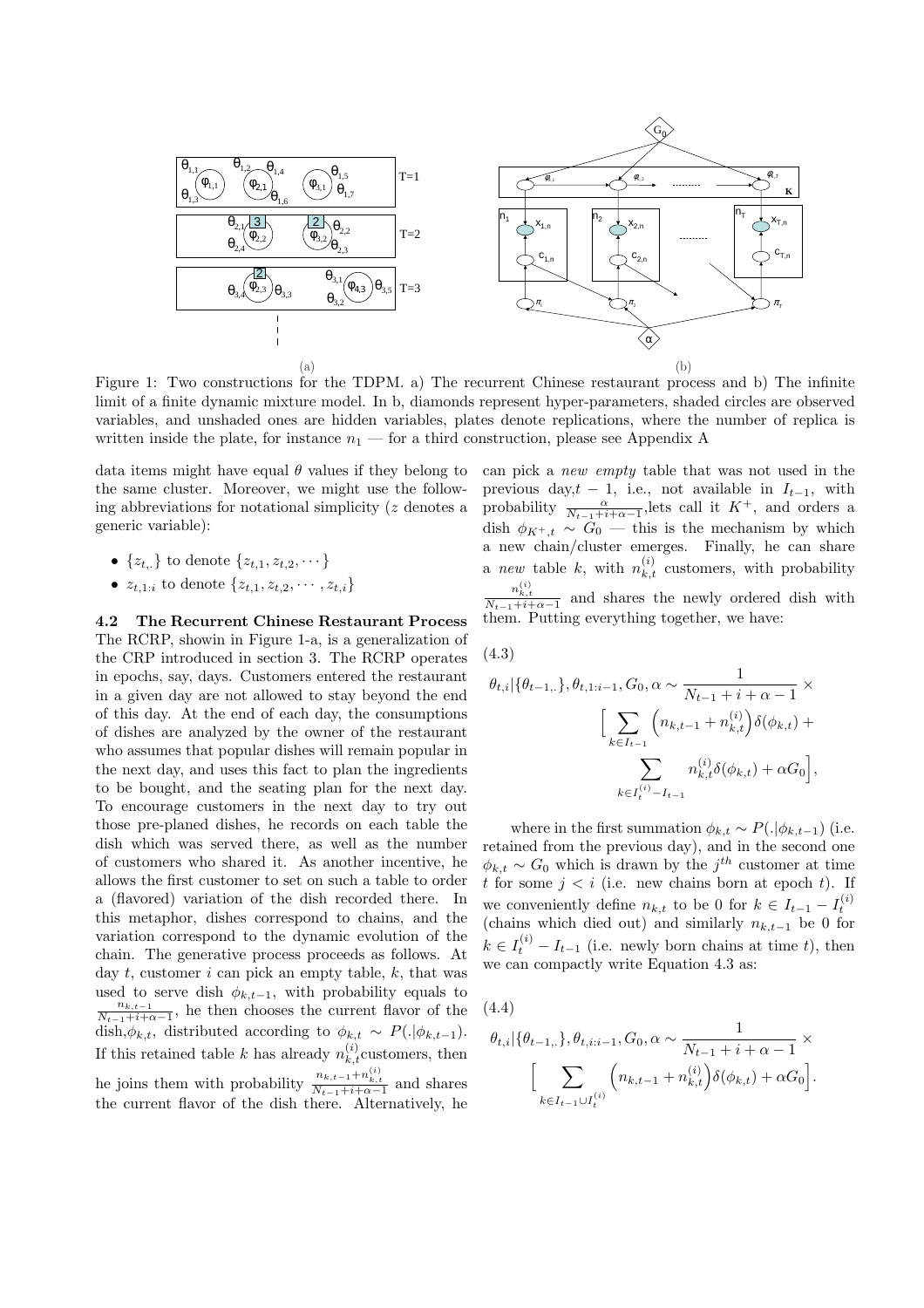(a) (b)

Figure 1: Two constructions for the TDPM. a) The recurrent Chinese restaurant process and b) The infinite limit of a finite dynamic mixture model. In b, diamonds represent hyper-parameters, shaded circles are observed variables, and unshaded ones are hidden variables, plates denote replications, where the number of replica is written inside the plate, for instance $n_1$ — for a third construction, please see Appendix A

data items might have equal $\theta$ values if they belong to the same cluster. Moreover, we might use the following abbreviations for notational simplicity ($z$ denotes a generic variable):

- $\{z_{t,.}\}$ to denote $\{z_{t,1}, z_{t,2}, \cdots\}$
- $z_{t,1:i}$ to denote $\{z_{t,1}, z_{t,2}, \cdots, z_{t,i}\}$

### 4.2 The Recurrent Chinese Restaurant Process

The RCRP, showin in Figure 1-a, is a generalization of the CRP introduced in section 3. The RCRP operates in epochs, say, days. Customers entered the restaurant in a given day are not allowed to stay beyond the end of this day. At the end of each day, the consumptions of dishes are analyzed by the owner of the restaurant who assumes that popular dishes will remain popular in the next day, and uses this fact to plan the ingredients to be bought, and the seating plan for the next day. To encourage customers in the next day to try out those pre-planed dishes, he records on each table the dish which was served there, as well as the number of customers who shared it. As another incentive, he allows the first customer to set on such a table to order a (flavored) variation of the dish recorded there. In this metaphor, dishes correspond to chains, and the variation correspond to the dynamic evolution of the chain. The generative process proceeds as follows. At day $t$, customer $i$ can pick an empty table, $k$, that was used to serve dish $\phi_{k,t-1}$, with probability equals to $\frac{n_{k,t-1}}{N_{t-1}+i+\alpha-1}$, he then chooses the current flavor of the dish,$\phi_{k,t}$, distributed according to $\phi_{k,t} \sim P(.|\phi_{k,t-1})$. If this retained table $k$ has already $n_{k,t}^{(i)}$customers, then he joins them with probability $\frac{n_{k,t-1}+n_{k,t}^{(i)}}{N_{t-1}+i+\alpha-1}$ and shares the current flavor of the dish there. Alternatively, he can pick a *new empty* table that was not used in the previous day,$t-1$, i.e., not available in $I_{t-1}$, with probability $\frac{\alpha}{N_{t-1}+i+\alpha-1}$,lets call it $K^+$, and orders a dish $\phi_{K^+,t} \sim G_0$ — this is the mechanism by which a new chain/cluster emerges. Finally, he can share a *new* table $k$, with $n_{k,t}^{(i)}$ customers, with probability $\frac{n_{k,t}^{(i)}}{N_{t-1}+i+\alpha-1}$ and shares the newly ordered dish with them. Putting everything together, we have:

(4.3)

$$
\theta_{t,i}|\{\theta_{t-1,.}\}, \theta_{t,1:i-1}, G_0, \alpha \sim \frac{1}{N_{t-1}+i+\alpha-1} \times \Big[\sum_{k \in I_{t-1}} \Big(n_{k,t-1} + n_{k,t}^{(i)}\Big)\delta(\phi_{k,t}) + \sum_{k \in I_t^{(i)} - I_{t-1}} n_{k,t}^{(i)}\delta(\phi_{k,t}) + \alpha G_0\Big],
$$

where in the first summation $\phi_{k,t} \sim P(.|\phi_{k,t-1})$ (i.e. retained from the previous day), and in the second one $\phi_{k,t} \sim G_0$ which is drawn by the $j^{th}$ customer at time $t$ for some $j < i$ (i.e. new chains born at epoch $t$). If we conveniently define $n_{k,t}$ to be 0 for $k \in I_{t-1} - I_t^{(i)}$ (chains which died out) and similarly $n_{k,t-1}$ be 0 for $k \in I_t^{(i)} - I_{t-1}$ (i.e. newly born chains at time $t$), then we can compactly write Equation 4.3 as:

(4.4)

$$
\theta_{t,i}|\{\theta_{t-1,.}\}, \theta_{t,i:i-1}, G_0, \alpha \sim \frac{1}{N_{t-1}+i+\alpha-1} \times \Big[\sum_{k \in I_{t-1} \cup I_t^{(i)}} \Big(n_{k,t-1} + n_{k,t}^{(i)}\Big)\delta(\phi_{k,t}) + \alpha G_0\Big].
$$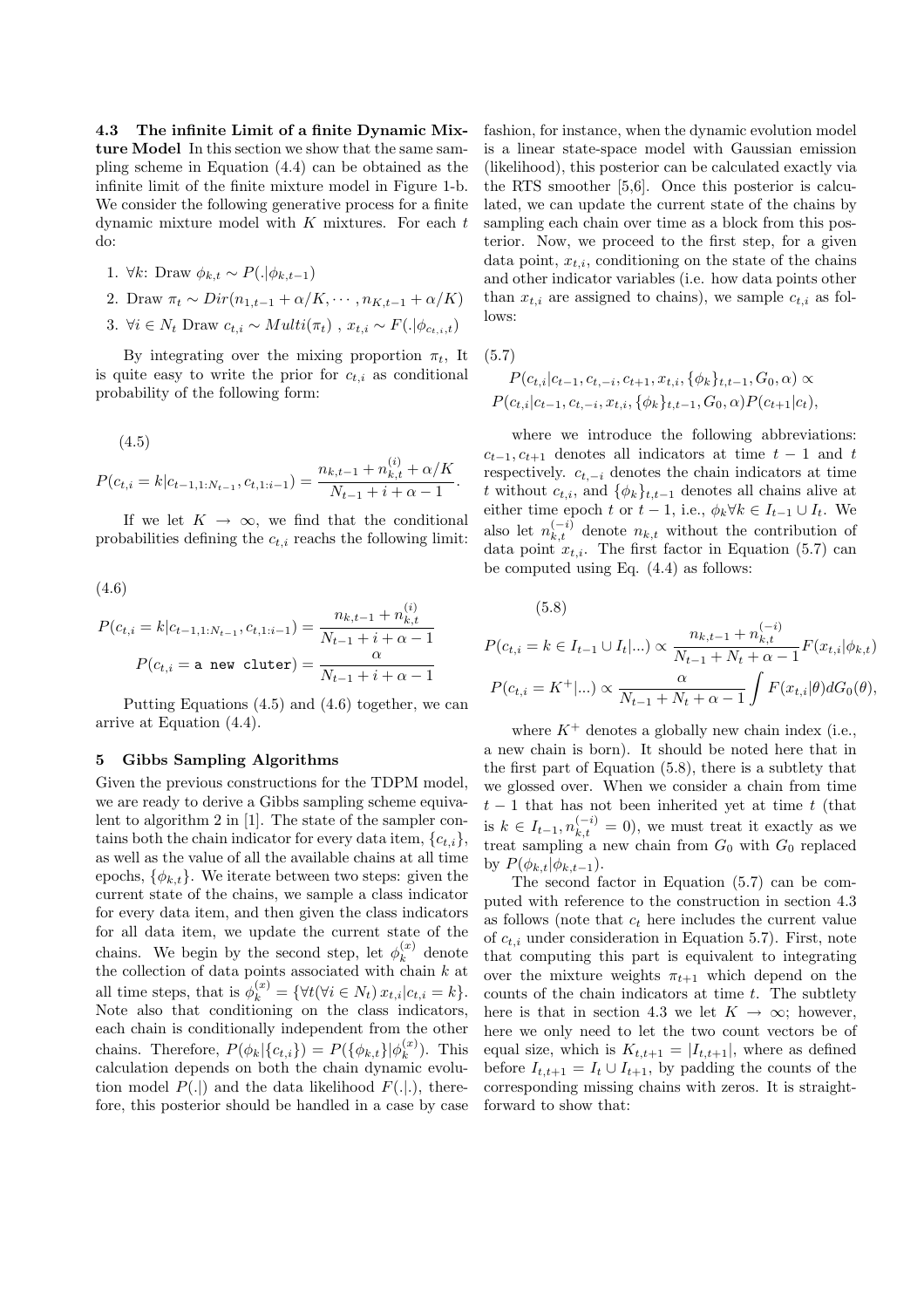### 4.3 The infinite Limit of a finite Dynamic Mixture Model

In this section we show that the same sampling scheme in Equation (4.4) can be obtained as the infinite limit of the finite mixture model in Figure 1-b. We consider the following generative process for a finite dynamic mixture model with $K$ mixtures. For each $t$ do:

1. $\forall k$: Draw $\phi_{k,t} \sim P(.|\phi_{k,t-1})$
2. Draw $\pi_t \sim Dir(n_{1,t-1} + \alpha/K, \cdots, n_{K,t-1} + \alpha/K)$
3. $\forall i \in N_t$ Draw $c_{t,i} \sim Multi(\pi_t)$ , $x_{t,i} \sim F(.|\phi_{c_{t,i},t})$

By integrating over the mixing proportion $\pi_t$, It is quite easy to write the prior for $c_{t,i}$ as conditional probability of the following form:

(4.5)

$$P(c_{t,i} = k|c_{t-1,1:N_{t-1}}, c_{t,1:i-1}) = \frac{n_{k,t-1} + n_{k,t}^{(i)} + \alpha/K}{N_{t-1} + i + \alpha - 1}.$$

If we let $K \to \infty$, we find that the conditional probabilities defining the $c_{t,i}$ reachs the following limit:

(4.6)

$$P(c_{t,i} = k|c_{t-1,1:N_{t-1}}, c_{t,1:i-1}) = \frac{n_{k,t-1} + n_{k,t}^{(i)}}{N_{t-1} + i + \alpha - 1}$$

$$P(c_{t,i} = \texttt{a new cluter}) = \frac{\alpha}{N_{t-1} + i + \alpha - 1}$$

Putting Equations (4.5) and (4.6) together, we can arrive at Equation (4.4).

## 5 Gibbs Sampling Algorithms

Given the previous constructions for the TDPM model, we are ready to derive a Gibbs sampling scheme equivalent to algorithm 2 in [1]. The state of the sampler contains both the chain indicator for every data item, $\{c_{t,i}\}$, as well as the value of all the available chains at all time epochs, $\{\phi_{k,t}\}$. We iterate between two steps: given the current state of the chains, we sample a class indicator for every data item, and then given the class indicators for all data item, we update the current state of the chains. We begin by the second step, let $\phi_k^{(x)}$ denote the collection of data points associated with chain $k$ at all time steps, that is $\phi_k^{(x)} = \{\forall t (\forall i \in N_t)\, x_{t,i} | c_{t,i} = k\}$. Note also that conditioning on the class indicators, each chain is conditionally independent from the other chains. Therefore, $P(\phi_k|\{c_{t,i}\}) = P(\{\phi_{k,t}\}|\phi_k^{(x)})$. This calculation depends on both the chain dynamic evolution model $P(.|)$ and the data likelihood $F(.|.)$, therefore, this posterior should be handled in a case by case fashion, for instance, when the dynamic evolution model is a linear state-space model with Gaussian emission (likelihood), this posterior can be calculated exactly via the RTS smoother [5,6]. Once this posterior is calculated, we can update the current state of the chains by sampling each chain over time as a block from this posterior. Now, we proceed to the first step, for a given data point, $x_{t,i}$, conditioning on the state of the chains and other indicator variables (i.e. how data points other than $x_{t,i}$ are assigned to chains), we sample $c_{t,i}$ as follows:

(5.7)

$$P(c_{t,i}|c_{t-1}, c_{t,-i}, c_{t+1}, x_{t,i}, \{\phi_k\}_{t,t-1}, G_0, \alpha) \propto$$
$$P(c_{t,i}|c_{t-1}, c_{t,-i}, x_{t,i}, \{\phi_k\}_{t,t-1}, G_0, \alpha) P(c_{t+1}|c_t),$$

where we introduce the following abbreviations: $c_{t-1}, c_{t+1}$ denotes all indicators at time $t-1$ and $t$ respectively. $c_{t,-i}$ denotes the chain indicators at time $t$ without $c_{t,i}$, and $\{\phi_k\}_{t,t-1}$ denotes all chains alive at either time epoch $t$ or $t-1$, i.e., $\phi_k \forall k \in I_{t-1} \cup I_t$. We also let $n_{k,t}^{(-i)}$ denote $n_{k,t}$ without the contribution of data point $x_{t,i}$. The first factor in Equation (5.7) can be computed using Eq. (4.4) as follows:

(5.8)

$$P(c_{t,i} = k \in I_{t-1} \cup I_t|...) \propto \frac{n_{k,t-1} + n_{k,t}^{(-i)}}{N_{t-1} + N_t + \alpha - 1} F(x_{t,i}|\phi_{k,t})$$

$$P(c_{t,i} = K^+|...) \propto \frac{\alpha}{N_{t-1} + N_t + \alpha - 1} \int F(x_{t,i}|\theta) dG_0(\theta),$$

where $K^+$ denotes a globally new chain index (i.e., a new chain is born). It should be noted here that in the first part of Equation (5.8), there is a subtlety that we glossed over. When we consider a chain from time $t-1$ that has not been inherited yet at time $t$ (that is $k \in I_{t-1}, n_{k,t}^{(-i)} = 0$), we must treat it exactly as we treat sampling a new chain from $G_0$ with $G_0$ replaced by $P(\phi_{k,t}|\phi_{k,t-1})$.

The second factor in Equation (5.7) can be computed with reference to the construction in section 4.3 as follows (note that $c_t$ here includes the current value of $c_{t,i}$ under consideration in Equation 5.7). First, note that computing this part is equivalent to integrating over the mixture weights $\pi_{t+1}$ which depend on the counts of the chain indicators at time $t$. The subtlety here is that in section 4.3 we let $K \to \infty$; however, here we only need to let the two count vectors be of equal size, which is $K_{t,t+1} = |I_{t,t+1}|$, where as defined before $I_{t,t+1} = I_t \cup I_{t+1}$, by padding the counts of the corresponding missing chains with zeros. It is straightforward to show that: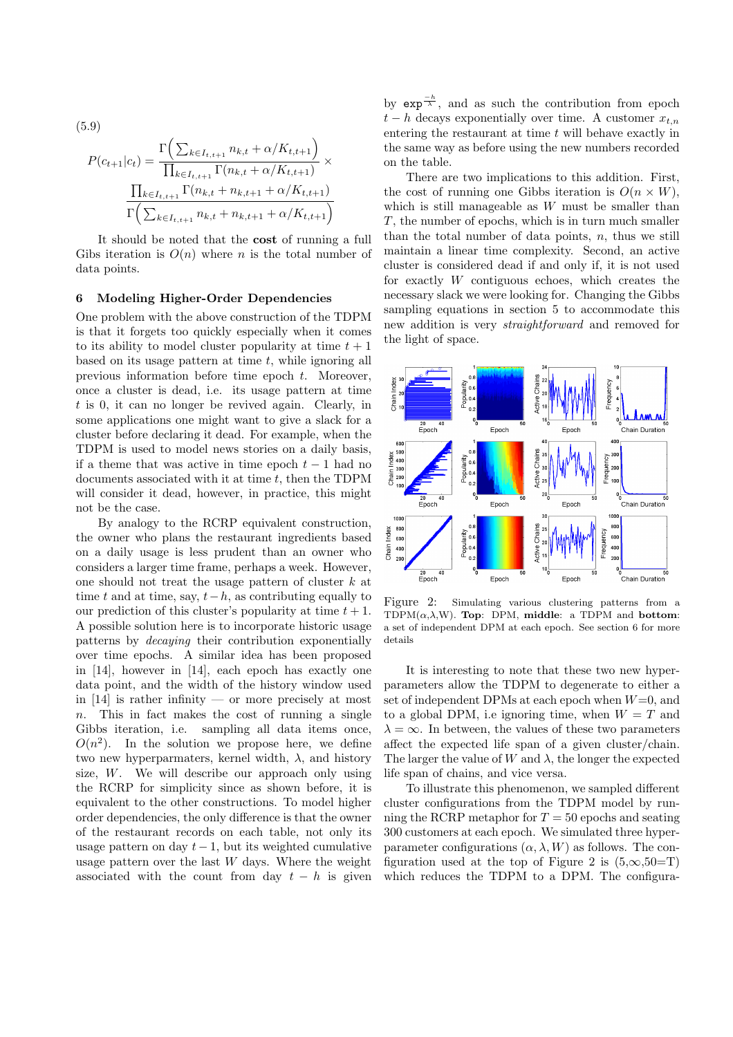(5.9)

$$P(c_{t+1}|c_t) = \frac{\Gamma\Big(\sum_{k \in I_{t,t+1}} n_{k,t} + \alpha/K_{t,t+1}\Big)}{\prod_{k \in I_{t,t+1}} \Gamma(n_{k,t} + \alpha/K_{t,t+1})} \times \frac{\prod_{k \in I_{t,t+1}} \Gamma(n_{k,t} + n_{k,t+1} + \alpha/K_{t,t+1})}{\Gamma\Big(\sum_{k \in I_{t,t+1}} n_{k,t} + n_{k,t+1} + \alpha/K_{t,t+1}\Big)}$$

It should be noted that the **cost** of running a full Gibs iteration is $O(n)$ where $n$ is the total number of data points.

## 6 Modeling Higher-Order Dependencies

One problem with the above construction of the TDPM is that it forgets too quickly especially when it comes to its ability to model cluster popularity at time $t+1$ based on its usage pattern at time $t$, while ignoring all previous information before time epoch $t$. Moreover, once a cluster is dead, i.e. its usage pattern at time $t$ is 0, it can no longer be revived again. Clearly, in some applications one might want to give a slack for a cluster before declaring it dead. For example, when the TDPM is used to model news stories on a daily basis, if a theme that was active in time epoch $t-1$ had no documents associated with it at time $t$, then the TDPM will consider it dead, however, in practice, this might not be the case.

By analogy to the RCRP equivalent construction, the owner who plans the restaurant ingredients based on a daily usage is less prudent than an owner who considers a larger time frame, perhaps a week. However, one should not treat the usage pattern of cluster $k$ at time $t$ and at time, say, $t-h$, as contributing equally to our prediction of this cluster's popularity at time $t+1$. A possible solution here is to incorporate historic usage patterns by *decaying* their contribution exponentially over time epochs. A similar idea has been proposed in [14], however in [14], each epoch has exactly one data point, and the width of the history window used in [14] is rather infinity — or more precisely at most $n$. This in fact makes the cost of running a single Gibbs iteration, i.e. sampling all data items once, $O(n^2)$. In the solution we propose here, we define two new hyperparamaters, kernel width, $\lambda$, and history size, $W$. We will describe our approach only using the RCRP for simplicity since as shown before, it is equivalent to the other constructions. To model higher order dependencies, the only difference is that the owner of the restaurant records on each table, not only its usage pattern on day $t-1$, but its weighted cumulative usage pattern over the last $W$ days. Where the weight associated with the count from day $t-h$ is given by $\exp^{\frac{-h}{\lambda}}$, and as such the contribution from epoch $t-h$ decays exponentially over time. A customer $x_{t,n}$ entering the restaurant at time $t$ will behave exactly in the same way as before using the new numbers recorded on the table.

There are two implications to this addition. First, the cost of running one Gibbs iteration is $O(n \times W)$, which is still manageable as $W$ must be smaller than $T$, the number of epochs, which is in turn much smaller than the total number of data points, $n$, thus we still maintain a linear time complexity. Second, an active cluster is considered dead if and only if, it is not used for exactly $W$ contiguous echoes, which creates the necessary slack we were looking for. Changing the Gibbs sampling equations in section 5 to accommodate this new addition is very *straightforward* and removed for the light of space.

Figure 2: Simulating various clustering patterns from a TDPM($\alpha$,$\lambda$,W). **Top**: DPM, **middle**: a TDPM and **bottom**: a set of independent DPM at each epoch. See section 6 for more details

It is interesting to note that these two new hyperparameters allow the TDPM to degenerate to either a set of independent DPMs at each epoch when $W$=0, and to a global DPM, i.e ignoring time, when $W = T$ and $\lambda = \infty$. In between, the values of these two parameters affect the expected life span of a given cluster/chain. The larger the value of $W$ and $\lambda$, the longer the expected life span of chains, and vice versa.

To illustrate this phenomenon, we sampled different cluster configurations from the TDPM model by running the RCRP metaphor for $T = 50$ epochs and seating 300 customers at each epoch. We simulated three hyperparameter configurations $(\alpha, \lambda, W)$ as follows. The configuration used at the top of Figure 2 is (5,$\infty$,50=T) which reduces the TDPM to a DPM. The configura-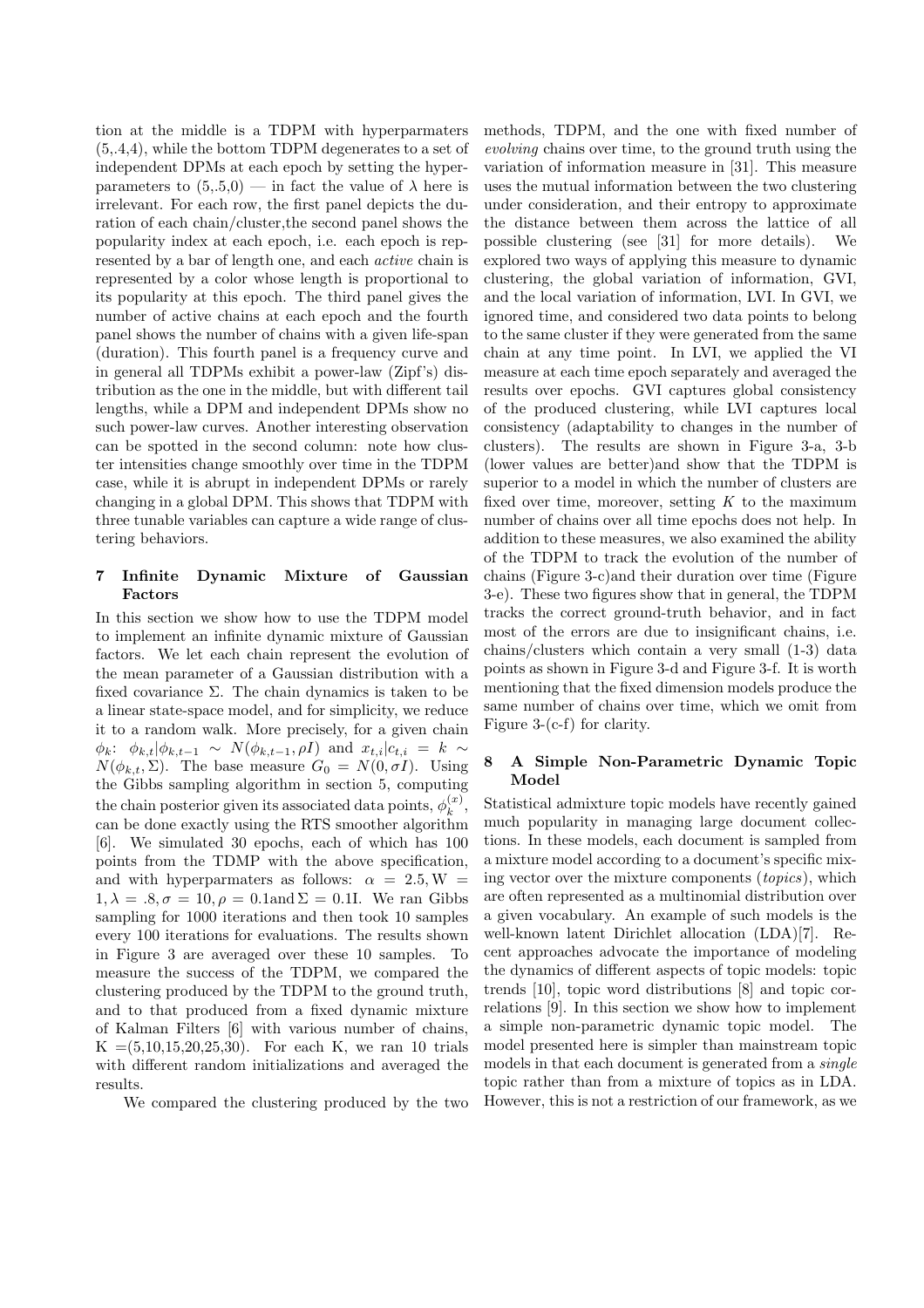tion at the middle is a TDPM with hyperparmaters (5,.4,4), while the bottom TDPM degenerates to a set of independent DPMs at each epoch by setting the hyperparameters to (5,.5,0) — in fact the value of $\lambda$ here is irrelevant. For each row, the first panel depicts the duration of each chain/cluster,the second panel shows the popularity index at each epoch, i.e. each epoch is represented by a bar of length one, and each *active* chain is represented by a color whose length is proportional to its popularity at this epoch. The third panel gives the number of active chains at each epoch and the fourth panel shows the number of chains with a given life-span (duration). This fourth panel is a frequency curve and in general all TDPMs exhibit a power-law (Zipf's) distribution as the one in the middle, but with different tail lengths, while a DPM and independent DPMs show no such power-law curves. Another interesting observation can be spotted in the second column: note how cluster intensities change smoothly over time in the TDPM case, while it is abrupt in independent DPMs or rarely changing in a global DPM. This shows that TDPM with three tunable variables can capture a wide range of clustering behaviors.

## 7 Infinite Dynamic Mixture of Gaussian Factors

In this section we show how to use the TDPM model to implement an infinite dynamic mixture of Gaussian factors. We let each chain represent the evolution of the mean parameter of a Gaussian distribution with a fixed covariance $\Sigma$. The chain dynamics is taken to be a linear state-space model, and for simplicity, we reduce it to a random walk. More precisely, for a given chain $\phi_k$: $\phi_{k,t}|\phi_{k,t-1} \sim N(\phi_{k,t-1}, \rho I)$ and $x_{t,i}|c_{t,i} = k \sim N(\phi_{k,t}, \Sigma)$. The base measure $G_0 = N(0, \sigma I)$. Using the Gibbs sampling algorithm in section 5, computing the chain posterior given its associated data points, $\phi_k^{(x)}$, can be done exactly using the RTS smoother algorithm [6]. We simulated 30 epochs, each of which has 100 points from the TDMP with the above specification, and with hyperparmaters as follows: $\alpha = 2.5, \mathrm{W} = 1, \lambda = .8, \sigma = 10, \rho = 0.1 \text{and} \, \Sigma = 0.1\mathrm{I}$. We ran Gibbs sampling for 1000 iterations and then took 10 samples every 100 iterations for evaluations. The results shown in Figure 3 are averaged over these 10 samples. To measure the success of the TDPM, we compared the clustering produced by the TDPM to the ground truth, and to that produced from a fixed dynamic mixture of Kalman Filters [6] with various number of chains, K =(5,10,15,20,25,30). For each K, we ran 10 trials with different random initializations and averaged the results.

We compared the clustering produced by the two methods, TDPM, and the one with fixed number of *evolving* chains over time, to the ground truth using the variation of information measure in [31]. This measure uses the mutual information between the two clustering under consideration, and their entropy to approximate the distance between them across the lattice of all possible clustering (see [31] for more details). We explored two ways of applying this measure to dynamic clustering, the global variation of information, GVI, and the local variation of information, LVI. In GVI, we ignored time, and considered two data points to belong to the same cluster if they were generated from the same chain at any time point. In LVI, we applied the VI measure at each time epoch separately and averaged the results over epochs. GVI captures global consistency of the produced clustering, while LVI captures local consistency (adaptability to changes in the number of clusters). The results are shown in Figure 3-a, 3-b (lower values are better)and show that the TDPM is superior to a model in which the number of clusters are fixed over time, moreover, setting $K$ to the maximum number of chains over all time epochs does not help. In addition to these measures, we also examined the ability of the TDPM to track the evolution of the number of chains (Figure 3-c)and their duration over time (Figure 3-e). These two figures show that in general, the TDPM tracks the correct ground-truth behavior, and in fact most of the errors are due to insignificant chains, i.e. chains/clusters which contain a very small (1-3) data points as shown in Figure 3-d and Figure 3-f. It is worth mentioning that the fixed dimension models produce the same number of chains over time, which we omit from Figure 3-(c-f) for clarity.

## 8 A Simple Non-Parametric Dynamic Topic Model

Statistical admixture topic models have recently gained much popularity in managing large document collections. In these models, each document is sampled from a mixture model according to a document's specific mixing vector over the mixture components (*topics*), which are often represented as a multinomial distribution over a given vocabulary. An example of such models is the well-known latent Dirichlet allocation (LDA)[7]. Recent approaches advocate the importance of modeling the dynamics of different aspects of topic models: topic trends [10], topic word distributions [8] and topic correlations [9]. In this section we show how to implement a simple non-parametric dynamic topic model. The model presented here is simpler than mainstream topic models in that each document is generated from a *single* topic rather than from a mixture of topics as in LDA. However, this is not a restriction of our framework, as we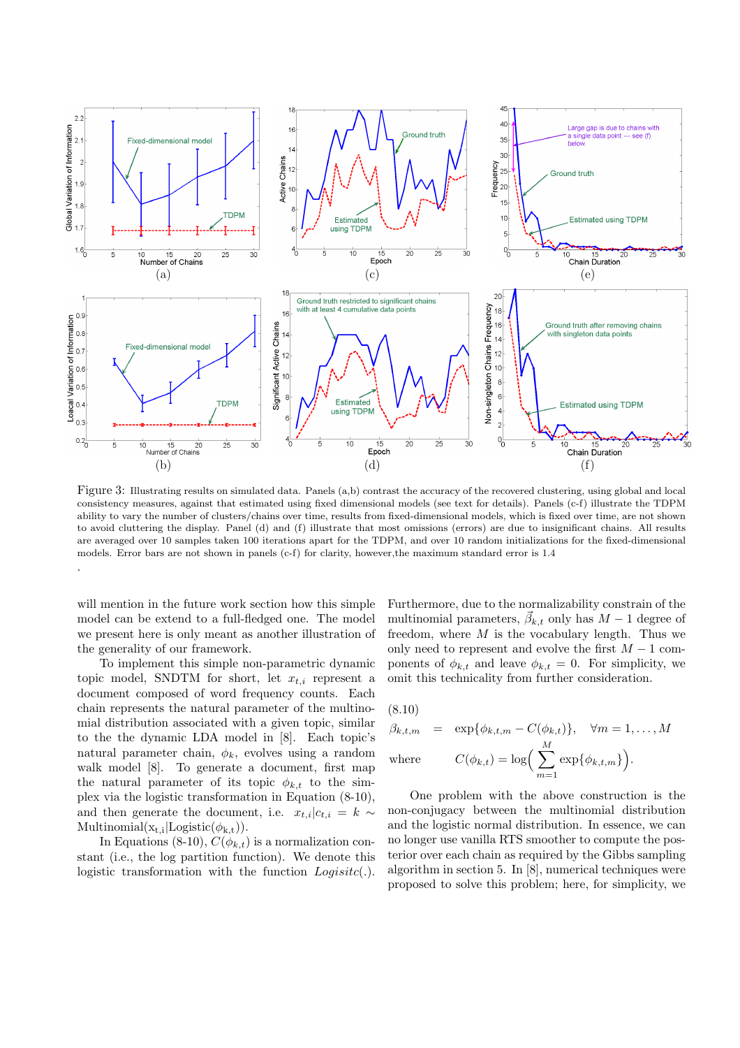Figure 3: Illustrating results on simulated data. Panels (a,b) contrast the accuracy of the recovered clustering, using global and local consistency measures, against that estimated using fixed dimensional models (see text for details). Panels (c-f) illustrate the TDPM ability to vary the number of clusters/chains over time, results from fixed-dimensional models, which is fixed over time, are not shown to avoid cluttering the display. Panel (d) and (f) illustrate that most omissions (errors) are due to insignificant chains. All results are averaged over 10 samples taken 100 iterations apart for the TDPM, and over 10 random initializations for the fixed-dimensional models. Error bars are not shown in panels (c-f) for clarity, however,the maximum standard error is 1.4

.

will mention in the future work section how this simple model can be extend to a full-fledged one. The model we present here is only meant as another illustration of the generality of our framework.

To implement this simple non-parametric dynamic topic model, SNDTM for short, let $x_{t,i}$ represent a document composed of word frequency counts. Each chain represents the natural parameter of the multinomial distribution associated with a given topic, similar to the the dynamic LDA model in [8]. Each topic's natural parameter chain, $\phi_k$, evolves using a random walk model [8]. To generate a document, first map the natural parameter of its topic $\phi_{k,t}$ to the simplex via the logistic transformation in Equation (8-10), and then generate the document, i.e. $x_{t,i}|c_{t,i} = k \sim \text{Multinomial}(x_{t,i}|\text{Logistic}(\phi_{k,t}))$.

In Equations (8-10), $C(\phi_{k,t})$ is a normalization constant (i.e., the log partition function). We denote this logistic transformation with the function *Logisitc*(.). Furthermore, due to the normalizability constrain of the multinomial parameters, $\vec{\beta}_{k,t}$ only has $M-1$ degree of freedom, where $M$ is the vocabulary length. Thus we only need to represent and evolve the first $M-1$ components of $\phi_{k,t}$ and leave $\phi_{k,t} = 0$. For simplicity, we omit this technicality from further consideration.

(8.10)

$$\beta_{k,t,m} = \exp\{\phi_{k,t,m} - C(\phi_{k,t})\}, \quad \forall m = 1, \ldots, M$$

$$\text{where} \quad C(\phi_{k,t}) = \log\Big(\sum_{m=1}^{M} \exp\{\phi_{k,t,m}\}\Big).$$

One problem with the above construction is the non-conjugacy between the multinomial distribution and the logistic normal distribution. In essence, we can no longer use vanilla RTS smoother to compute the posterior over each chain as required by the Gibbs sampling algorithm in section 5. In [8], numerical techniques were proposed to solve this problem; here, for simplicity, we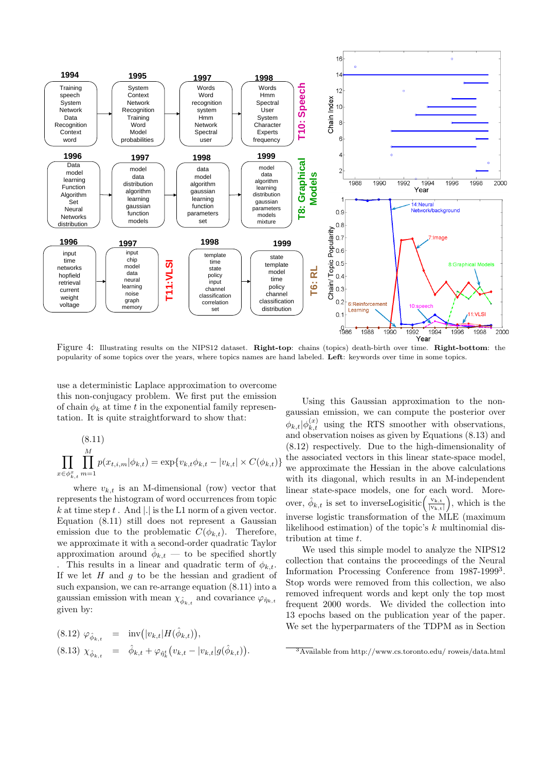Figure 4: Illustrating results on the NIPS12 dataset. **Right-top**: chains (topics) death-birth over time. **Right-bottom**: the popularity of some topics over the years, where topics names are hand labeled. **Left**: keywords over time in some topics.

use a deterministic Laplace approximation to overcome this non-conjugacy problem. We first put the emission of chain $\phi_k$ at time $t$ in the exponential family representation. It is quite straightforward to show that:

$$\prod_{x \in \phi^x_{k,t}} \prod_{m=1}^{M} p(x_{t,i,m}|\phi_{k,t}) = \exp\{v_{k,t}\phi_{k,t} - |v_{k,t}| \times C(\phi_{k,t})\} \tag{8.11}$$

where $v_{k,t}$ is an M-dimensional (row) vector that represents the histogram of word occurrences from topic $k$ at time step $t$ . And $|.|$ is the L1 norm of a given vector. Equation (8.11) still does not represent a Gaussian emission due to the problematic $C(\phi_{k,t})$. Therefore, we approximate it with a second-order quadratic Taylor approximation around $\hat{\phi}_{k,t}$ — to be specified shortly . This results in a linear and quadratic term of $\phi_{k,t}$. If we let $H$ and $g$ to be the hessian and gradient of such expansion, we can re-arrange equation (8.11) into a gaussian emission with mean $\chi_{\hat{\phi}_{k,t}}$ and covariance $\varphi_{\hat{\eta}_{k,t}}$ given by:

$$\varphi_{\hat{\phi}_{k,t}} = \text{inv}\big(|v_{k,t}|H(\hat{\phi}_{k,t})\big), \tag{8.12}$$

$$\chi_{\hat{\phi}_{k,t}} = \hat{\phi}_{k,t} + \varphi_{\hat{\eta}^t_k}\big(v_{k,t} - |v_{k,t}|g(\hat{\phi}_{k,t})\big). \tag{8.13}$$

Using this Gaussian approximation to the non-gaussian emission, we can compute the posterior over $\phi_{k,t}|\phi^{(x)}_{k,t}$ using the RTS smoother with observations, and observation noises as given by Equations (8.13) and (8.12) respectively. Due to the high-dimensionality of the associated vectors in this linear state-space model, we approximate the Hessian in the above calculations with its diagonal, which results in an M-independent linear state-space models, one for each word. Moreover, $\hat{\phi}_{k,t}$ is set to inverseLogisitic$\left(\frac{v_{k,t}}{|v_{k,t}|}\right)$, which is the inverse logistic transformation of the MLE (maximum likelihood estimation) of the topic's $k$ multinomial distribution at time $t$.

We used this simple model to analyze the NIPS12 collection that contains the proceedings of the Neural Information Processing Conference from 1987-1999[3]. Stop words were removed from this collection, we also removed infrequent words and kept only the top most frequent 2000 words. We divided the collection into 13 epochs based on the publication year of the paper. We set the hyperparmaters of the TDPM as in Section

[3] Available from http://www.cs.toronto.edu/ roweis/data.html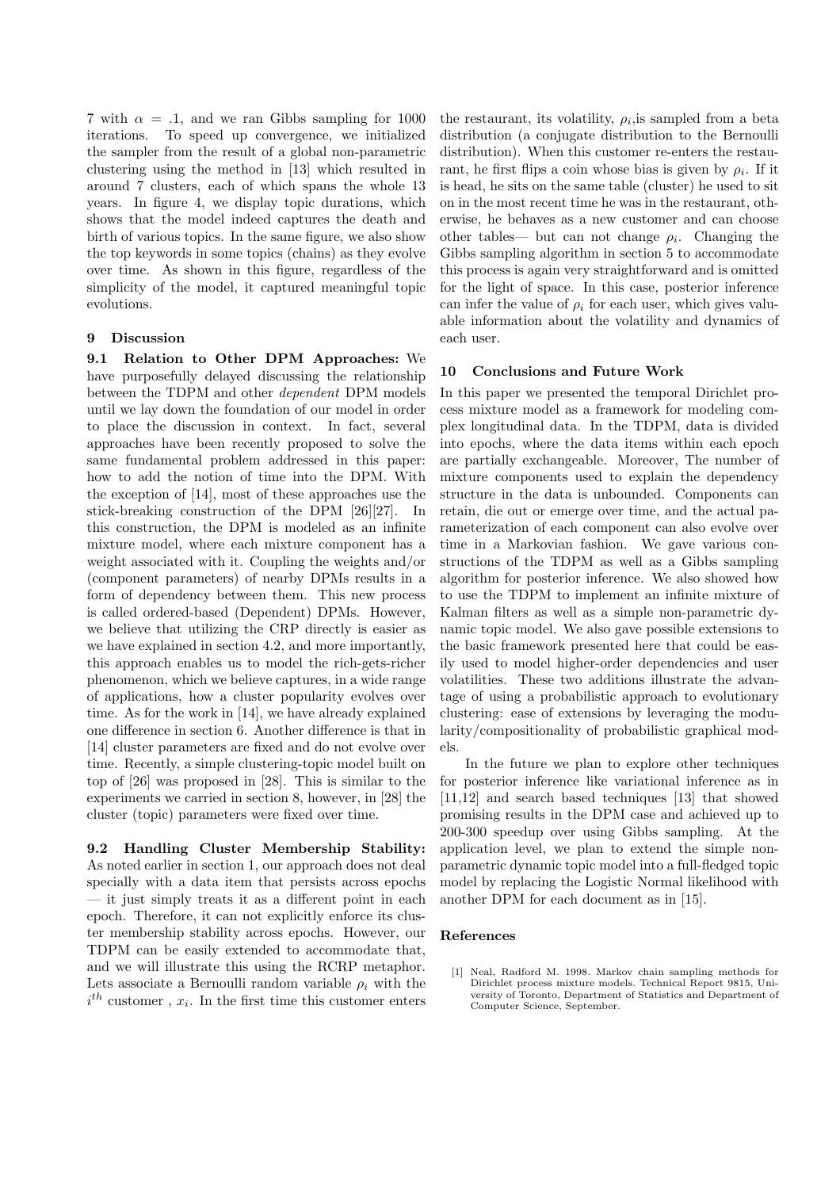7 with $\alpha = .1$, and we ran Gibbs sampling for 1000 iterations. To speed up convergence, we initialized the sampler from the result of a global non-parametric clustering using the method in [13] which resulted in around 7 clusters, each of which spans the whole 13 years. In figure 4, we display topic durations, which shows that the model indeed captures the death and birth of various topics. In the same figure, we also show the top keywords in some topics (chains) as they evolve over time. As shown in this figure, regardless of the simplicity of the model, it captured meaningful topic evolutions.

## 9 Discussion

**9.1 Relation to Other DPM Approaches:** We have purposefully delayed discussing the relationship between the TDPM and other *dependent* DPM models until we lay down the foundation of our model in order to place the discussion in context. In fact, several approaches have been recently proposed to solve the same fundamental problem addressed in this paper: how to add the notion of time into the DPM. With the exception of [14], most of these approaches use the stick-breaking construction of the DPM [26][27]. In this construction, the DPM is modeled as an infinite mixture model, where each mixture component has a weight associated with it. Coupling the weights and/or (component parameters) of nearby DPMs results in a form of dependency between them. This new process is called ordered-based (Dependent) DPMs. However, we believe that utilizing the CRP directly is easier as we have explained in section 4.2, and more importantly, this approach enables us to model the rich-gets-richer phenomenon, which we believe captures, in a wide range of applications, how a cluster popularity evolves over time. As for the work in [14], we have already explained one difference in section 6. Another difference is that in [14] cluster parameters are fixed and do not evolve over time. Recently, a simple clustering-topic model built on top of [26] was proposed in [28]. This is similar to the experiments we carried in section 8, however, in [28] the cluster (topic) parameters were fixed over time.

**9.2 Handling Cluster Membership Stability:** As noted earlier in section 1, our approach does not deal specially with a data item that persists across epochs — it just simply treats it as a different point in each epoch. Therefore, it can not explicitly enforce its cluster membership stability across epochs. However, our TDPM can be easily extended to accommodate that, and we will illustrate this using the RCRP metaphor. Lets associate a Bernoulli random variable $\rho_i$ with the $i^{th}$ customer , $x_i$. In the first time this customer enters the restaurant, its volatility, $\rho_i$,is sampled from a beta distribution (a conjugate distribution to the Bernoulli distribution). When this customer re-enters the restaurant, he first flips a coin whose bias is given by $\rho_i$. If it is head, he sits on the same table (cluster) he used to sit on in the most recent time he was in the restaurant, otherwise, he behaves as a new customer and can choose other tables— but can not change $\rho_i$. Changing the Gibbs sampling algorithm in section 5 to accommodate this process is again very straightforward and is omitted for the light of space. In this case, posterior inference can infer the value of $\rho_i$ for each user, which gives valuable information about the volatility and dynamics of each user.

## 10 Conclusions and Future Work

In this paper we presented the temporal Dirichlet process mixture model as a framework for modeling complex longitudinal data. In the TDPM, data is divided into epochs, where the data items within each epoch are partially exchangeable. Moreover, The number of mixture components used to explain the dependency structure in the data is unbounded. Components can retain, die out or emerge over time, and the actual parameterization of each component can also evolve over time in a Markovian fashion. We gave various constructions of the TDPM as well as a Gibbs sampling algorithm for posterior inference. We also showed how to use the TDPM to implement an infinite mixture of Kalman filters as well as a simple non-parametric dynamic topic model. We also gave possible extensions to the basic framework presented here that could be easily used to model higher-order dependencies and user volatilities. These two additions illustrate the advantage of using a probabilistic approach to evolutionary clustering: ease of extensions by leveraging the modularity/compositionality of probabilistic graphical models.

In the future we plan to explore other techniques for posterior inference like variational inference as in [11,12] and search based techniques [13] that showed promising results in the DPM case and achieved up to 200-300 speedup over using Gibbs sampling. At the application level, we plan to extend the simple non-parametric dynamic topic model into a full-fledged topic model by replacing the Logistic Normal likelihood with another DPM for each document as in [15].

## References

[1] Neal, Radford M. 1998. Markov chain sampling methods for Dirichlet process mixture models. Technical Report 9815, University of Toronto, Department of Statistics and Department of Computer Science, September.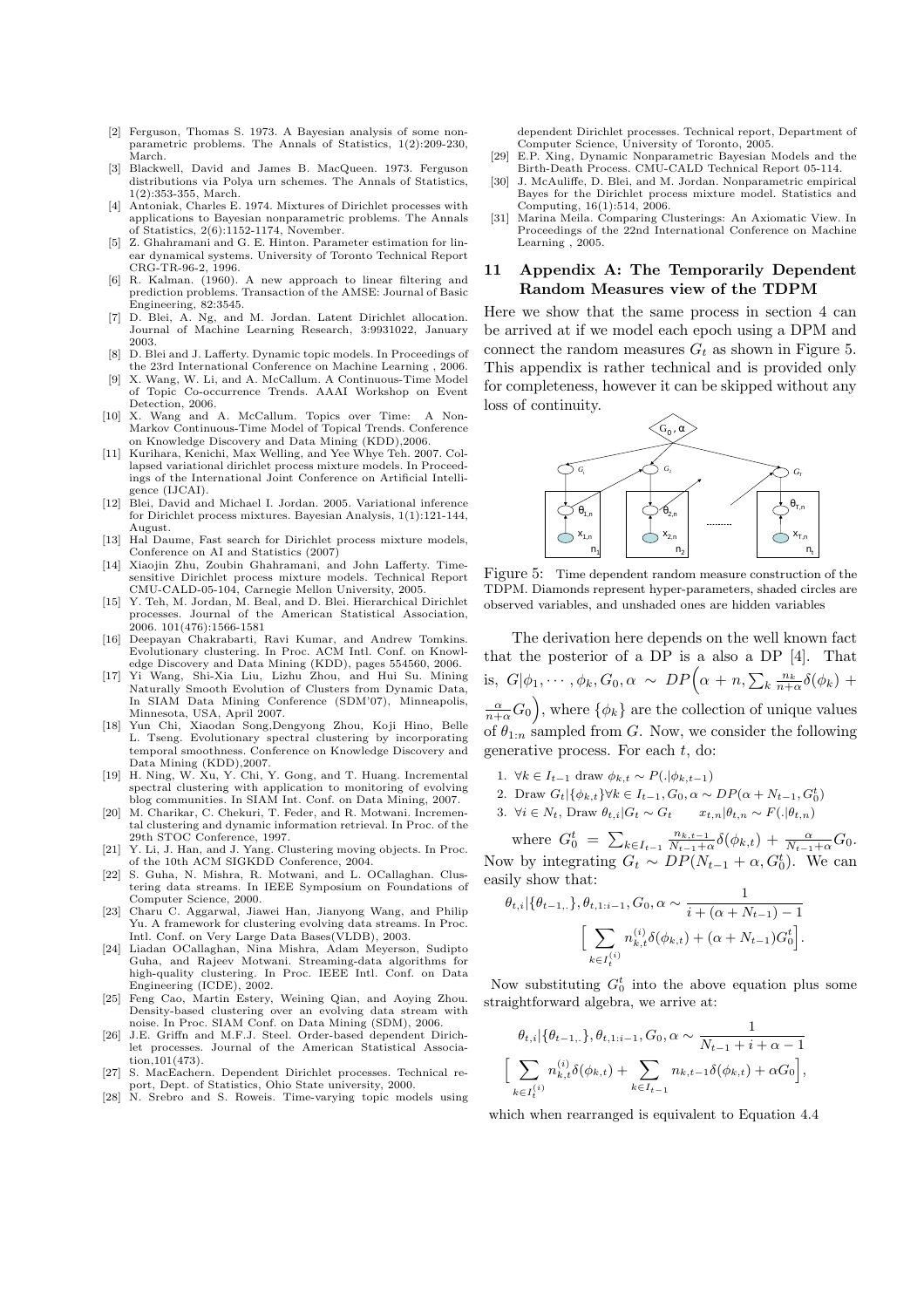[2] Ferguson, Thomas S. 1973. A Bayesian analysis of some nonparametric problems. The Annals of Statistics, 1(2):209-230, March.

[3] Blackwell, David and James B. MacQueen. 1973. Ferguson distributions via Polya urn schemes. The Annals of Statistics, 1(2):353-355, March.

[4] Antoniak, Charles E. 1974. Mixtures of Dirichlet processes with applications to Bayesian nonparametric problems. The Annals of Statistics, 2(6):1152-1174, November.

[5] Z. Ghahramani and G. E. Hinton. Parameter estimation for linear dynamical systems. University of Toronto Technical Report CRG-TR-96-2, 1996.

[6] R. Kalman. (1960). A new approach to linear filtering and prediction problems. Transaction of the AMSE: Journal of Basic Engineering, 82:3545.

[7] D. Blei, A. Ng, and M. Jordan. Latent Dirichlet allocation. Journal of Machine Learning Research, 3:9931022, January 2003.

[8] D. Blei and J. Lafferty. Dynamic topic models. In Proceedings of the 23rd International Conference on Machine Learning , 2006.

[9] X. Wang, W. Li, and A. McCallum. A Continuous-Time Model of Topic Co-occurrence Trends. AAAI Workshop on Event Detection, 2006.

[10] X. Wang and A. McCallum. Topics over Time: A Non-Markov Continuous-Time Model of Topical Trends. Conference on Knowledge Discovery and Data Mining (KDD),2006.

[11] Kurihara, Kenichi, Max Welling, and Yee Whye Teh. 2007. Collapsed variational dirichlet process mixture models. In Proceedings of the International Joint Conference on Artificial Intelligence (IJCAI).

[12] Blei, David and Michael I. Jordan. 2005. Variational inference for Dirichlet process mixtures. Bayesian Analysis, 1(1):121-144, August.

[13] Hal Daume, Fast search for Dirichlet process mixture models, Conference on AI and Statistics (2007)

[14] Xiaojin Zhu, Zoubin Ghahramani, and John Lafferty. Time-sensitive Dirichlet process mixture models. Technical Report CMU-CALD-05-104, Carnegie Mellon University, 2005.

[15] Y. Teh, M. Jordan, M. Beal, and D. Blei. Hierarchical Dirichlet processes. Journal of the American Statistical Association, 2006. 101(476):1566-1581

[16] Deepayan Chakrabarti, Ravi Kumar, and Andrew Tomkins. Evolutionary clustering. In Proc. ACM Intl. Conf. on Knowledge Discovery and Data Mining (KDD), pages 554560, 2006.

[17] Yi Wang, Shi-Xia Liu, Lizhu Zhou, and Hui Su. Mining Naturally Smooth Evolution of Clusters from Dynamic Data, In SIAM Data Mining Conference (SDM'07), Minneapolis, Minnesota, USA, April 2007.

[18] Yun Chi, Xiaodan Song,Dengyong Zhou, Koji Hino, Belle L. Tseng. Evolutionary spectral clustering by incorporating temporal smoothness. Conference on Knowledge Discovery and Data Mining (KDD),2007.

[19] H. Ning, W. Xu, Y. Chi, Y. Gong, and T. Huang. Incremental spectral clustering with application to monitoring of evolving blog communities. In SIAM Int. Conf. on Data Mining, 2007.

[20] M. Charikar, C. Chekuri, T. Feder, and R. Motwani. Incremental clustering and dynamic information retrieval. In Proc. of the 29th STOC Conference, 1997.

[21] Y. Li, J. Han, and J. Yang. Clustering moving objects. In Proc. of the 10th ACM SIGKDD Conference, 2004.

[22] S. Guha, N. Mishra, R. Motwani, and L. OCallaghan. Clustering data streams. In IEEE Symposium on Foundations of Computer Science, 2000.

[23] Charu C. Aggarwal, Jiawei Han, Jianyong Wang, and Philip Yu. A framework for clustering evolving data streams. In Proc. Intl. Conf. on Very Large Data Bases(VLDB), 2003.

[24] Liadan OCallaghan, Nina Mishra, Adam Meyerson, Sudipto Guha, and Rajeev Motwani. Streaming-data algorithms for high-quality clustering. In Proc. IEEE Intl. Conf. on Data Engineering (ICDE), 2002.

[25] Feng Cao, Martin Estery, Weining Qian, and Aoying Zhou. Density-based clustering over an evolving data stream with noise. In Proc. SIAM Conf. on Data Mining (SDM), 2006.

[26] J.E. Griffn and M.F.J. Steel. Order-based dependent Dirichlet processes. Journal of the American Statistical Association,101(473).

[27] S. MacEachern. Dependent Dirichlet processes. Technical report, Dept. of Statistics, Ohio State university, 2000.

[28] N. Srebro and S. Roweis. Time-varying topic models using dependent Dirichlet processes. Technical report, Department of Computer Science, University of Toronto, 2005.

[29] E.P. Xing, Dynamic Nonparametric Bayesian Models and the Birth-Death Process. CMU-CALD Technical Report 05-114.

[30] J. McAuliffe, D. Blei, and M. Jordan. Nonparametric empirical Bayes for the Dirichlet process mixture model. Statistics and Computing, 16(1):514, 2006.

[31] Marina Meila. Comparing Clusterings: An Axiomatic View. In Proceedings of the 22nd International Conference on Machine Learning , 2005.

## 11 Appendix A: The Temporarily Dependent Random Measures view of the TDPM

Here we show that the same process in section 4 can be arrived at if we model each epoch using a DPM and connect the random measures $G_t$ as shown in Figure 5. This appendix is rather technical and is provided only for completeness, however it can be skipped without any loss of continuity.

$G_0, \alpha$

$G_1$ $G_2$ $G_T$

$\theta_{1,n}$ $\theta_{2,n}$ $\theta_{T,n}$

$x_{1,n}$ $x_{2,n}$ $x_{T,n}$

$n_1$ $n_2$ $n_t$

Figure 5: Time dependent random measure construction of the TDPM. Diamonds represent hyper-parameters, shaded circles are observed variables, and unshaded ones are hidden variables

The derivation here depends on the well known fact that the posterior of a DP is a also a DP [4]. That is, $G|\phi_1, \cdots, \phi_k, G_0, \alpha \sim DP\Big(\alpha + n, \sum_k \frac{n_k}{n+\alpha}\delta(\phi_k) + \frac{\alpha}{n+\alpha}G_0\Big)$, where $\{\phi_k\}$ are the collection of unique values of $\theta_{1:n}$ sampled from $G$. Now, we consider the following generative process. For each $t$, do:

1. $\forall k \in I_{t-1}$ draw $\phi_{k,t} \sim P(.|\phi_{k,t-1})$
2. Draw $G_t|\{\phi_{k,t}\}\forall k \in I_{t-1}, G_0, \alpha \sim DP(\alpha + N_{t-1}, G_0^t)$
3. $\forall i \in N_t$, Draw $\theta_{t,i}|G_t \sim G_t \qquad x_{t,n}|\theta_{t,n} \sim F(.|\theta_{t,n})$

where $G_0^t = \sum_{k \in I_{t-1}} \frac{n_{k,t-1}}{N_{t-1}+\alpha}\delta(\phi_{k,t}) + \frac{\alpha}{N_{t-1}+\alpha}G_0$. Now by integrating $G_t \sim DP(N_{t-1} + \alpha, G_0^t)$. We can easily show that:

$$\theta_{t,i}|\{\theta_{t-1,.}\}, \theta_{t,1:i-1}, G_0, \alpha \sim \frac{1}{i + (\alpha + N_{t-1}) - 1} \Big[\sum_{k \in I_t^{(i)}} n_{k,t}^{(i)}\delta(\phi_{k,t}) + (\alpha + N_{t-1})G_0^t\Big].$$

Now substituting $G_0^t$ into the above equation plus some straightforward algebra, we arrive at:

$$\theta_{t,i}|\{\theta_{t-1,.}\}, \theta_{t,1:i-1}, G_0, \alpha \sim \frac{1}{N_{t-1} + i + \alpha - 1} \Big[\sum_{k \in I_t^{(i)}} n_{k,t}^{(i)}\delta(\phi_{k,t}) + \sum_{k \in I_{t-1}} n_{k,t-1}\delta(\phi_{k,t}) + \alpha G_0\Big],$$

which when rearranged is equivalent to Equation 4.4